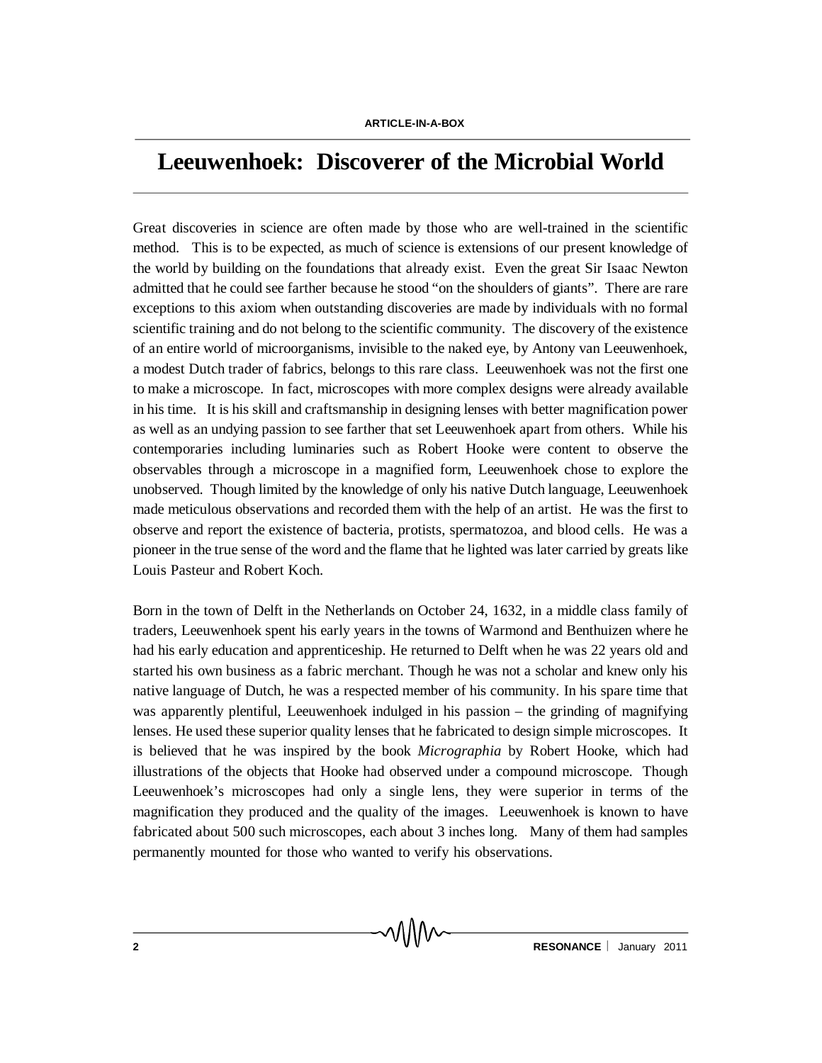ARTICLE-IN-A-BOX

# Leeuwenhoek: Discoverer of the Microbial World

Great discoveries in science are often made by those who are well-trained in the scientific method. This is to be expected, as much of science is extensions of our present knowledge of the world by building on the foundations that already exist. Even the great Sir Isaac Newton admitted that he could see farther because he stood "on the shoulders of giants". There are rare exceptions to this axiom when outstanding discoveries are made by individuals with no formal scientific training and do not belong to the scientific community. The discovery of the existence of an entire world of microorganisms, invisible to the naked eye, by Antony van Leeuwenhoek, a modest Dutch trader of fabrics, belongs to this rare class. Leeuwenhoek was not the first one to make a microscope. In fact, microscopes with more complex designs were already available in his time. It is his skill and craftsmanship in designing lenses with better magnification power as well as an undying passion to see farther that set Leeuwenhoek apart from others. While his contemporaries including luminaries such as Robert Hooke were content to observe the observables through a microscope in a magnified form, Leeuwenhoek chose to explore the unobserved. Though limited by the knowledge of only his native Dutch language, Leeuwenhoek made meticulous observations and recorded them with the help of an artist. He was the first to observe and report the existence of bacteria, protists, spermatozoa, and blood cells. He was a pioneer in the true sense of the word and the flame that he lighted was later carried by greats like Louis Pasteur and Robert Koch.

Born in the town of Delft in the Netherlands on October 24, 1632, in a middle class family of traders, Leeuwenhoek spent his early years in the towns of Warmond and Benthuizen where he had his early education and apprenticeship. He returned to Delft when he was 22 years old and started his own business as a fabric merchant. Though he was not a scholar and knew only his native language of Dutch, he was a respected member of his community. In his spare time that was apparently plentiful, Leeuwenhoek indulged in his passion – the grinding of magnifying lenses. He used these superior quality lenses that he fabricated to design simple microscopes. It is believed that he was inspired by the book *Micrographia* by Robert Hooke, which had illustrations of the objects that Hooke had observed under a compound microscope. Though Leeuwenhoek's microscopes had only a single lens, they were superior in terms of the magnification they produced and the quality of the images. Leeuwenhoek is known to have fabricated about 500 such microscopes, each about 3 inches long. Many of them had samples permanently mounted for those who wanted to verify his observations.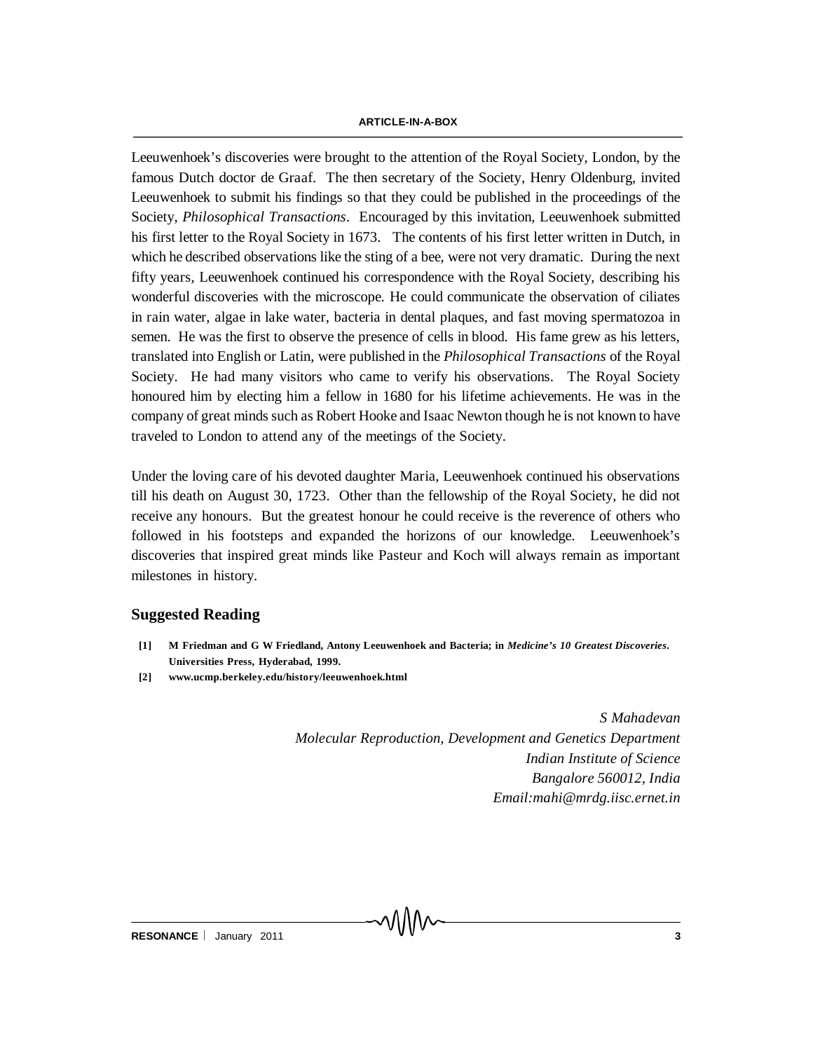Leeuwenhoek's discoveries were brought to the attention of the Royal Society, London, by the famous Dutch doctor de Graaf. The then secretary of the Society, Henry Oldenburg, invited Leeuwenhoek to submit his findings so that they could be published in the proceedings of the Society, *Philosophical Transactions*. Encouraged by this invitation, Leeuwenhoek submitted his first letter to the Royal Society in 1673. The contents of his first letter written in Dutch, in which he described observations like the sting of a bee, were not very dramatic. During the next fifty years, Leeuwenhoek continued his correspondence with the Royal Society, describing his wonderful discoveries with the microscope. He could communicate the observation of ciliates in rain water, algae in lake water, bacteria in dental plaques, and fast moving spermatozoa in semen. He was the first to observe the presence of cells in blood. His fame grew as his letters, translated into English or Latin, were published in the *Philosophical Transactions* of the Royal Society. He had many visitors who came to verify his observations. The Royal Society honoured him by electing him a fellow in 1680 for his lifetime achievements. He was in the company of great minds such as Robert Hooke and Isaac Newton though he is not known to have traveled to London to attend any of the meetings of the Society.

Under the loving care of his devoted daughter Maria, Leeuwenhoek continued his observations till his death on August 30, 1723. Other than the fellowship of the Royal Society, he did not receive any honours. But the greatest honour he could receive is the reverence of others who followed in his footsteps and expanded the horizons of our knowledge. Leeuwenhoek's discoveries that inspired great minds like Pasteur and Koch will always remain as important milestones in history.

## Suggested Reading

[1] **M Friedman and G W Friedland, Antony Leeuwenhoek and Bacteria; in *Medicine's 10 Greatest Discoveries*. Universities Press, Hyderabad, 1999.**

[2] **www.ucmp.berkeley.edu/history/leeuwenhoek.html**

*S Mahadevan*
*Molecular Reproduction, Development and Genetics Department*
*Indian Institute of Science*
*Bangalore 560012, India*
*Email:mahi@mrdg.iisc.ernet.in*